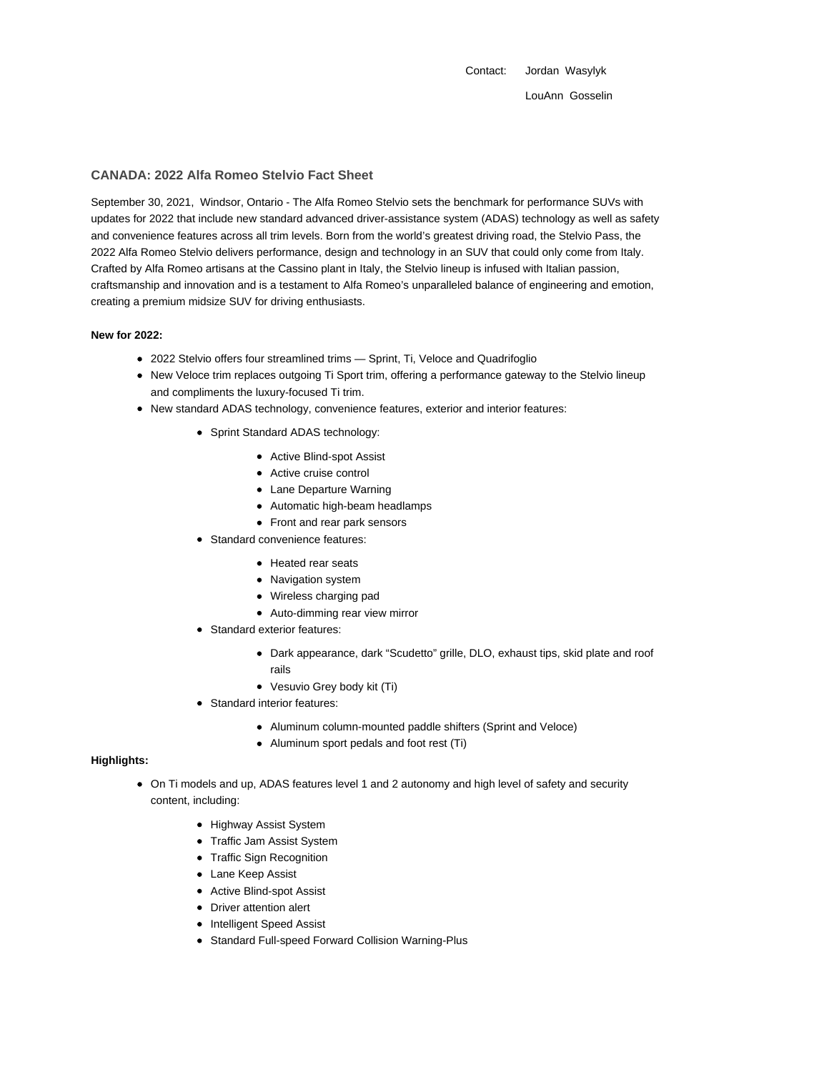Contact: Jordan Wasylyk

LouAnn Gosselin

## CANADA: 2022 Alfa Romeo Stelvio Fact Sheet

September 30, 2021, Windsor, Ontario - The Alfa Romeo Stelvio sets the benchmark for performance SUVs with updates for 2022 that include new standard advanced driver-assistance system (ADAS) technology as well as safety and convenience features across all trim levels. Born from the world's greatest driving road, the Stelvio Pass, the 2022 Alfa Romeo Stelvio delivers performance, design and technology in an SUV that could only come from Italy. Crafted by Alfa Romeo artisans at the Cassino plant in Italy, the Stelvio lineup is infused with Italian passion, craftsmanship and innovation and is a testament to Alfa Romeo's unparalleled balance of engineering and emotion, creating a premium midsize SUV for driving enthusiasts.

**New for 2022:**

- 2022 Stelvio offers four streamlined trims — Sprint, Ti, Veloce and Quadrifoglio
- New Veloce trim replaces outgoing Ti Sport trim, offering a performance gateway to the Stelvio lineup and compliments the luxury-focused Ti trim.
- New standard ADAS technology, convenience features, exterior and interior features:
    - Sprint Standard ADAS technology:
        - Active Blind-spot Assist
        - Active cruise control
        - Lane Departure Warning
        - Automatic high-beam headlamps
        - Front and rear park sensors
    - Standard convenience features:
        - Heated rear seats
        - Navigation system
        - Wireless charging pad
        - Auto-dimming rear view mirror
    - Standard exterior features:
        - Dark appearance, dark "Scudetto" grille, DLO, exhaust tips, skid plate and roof rails
        - Vesuvio Grey body kit (Ti)
    - Standard interior features:
        - Aluminum column-mounted paddle shifters (Sprint and Veloce)
        - Aluminum sport pedals and foot rest (Ti)

**Highlights:**

- On Ti models and up, ADAS features level 1 and 2 autonomy and high level of safety and security content, including:
    - Highway Assist System
    - Traffic Jam Assist System
    - Traffic Sign Recognition
    - Lane Keep Assist
    - Active Blind-spot Assist
    - Driver attention alert
    - Intelligent Speed Assist
    - Standard Full-speed Forward Collision Warning-Plus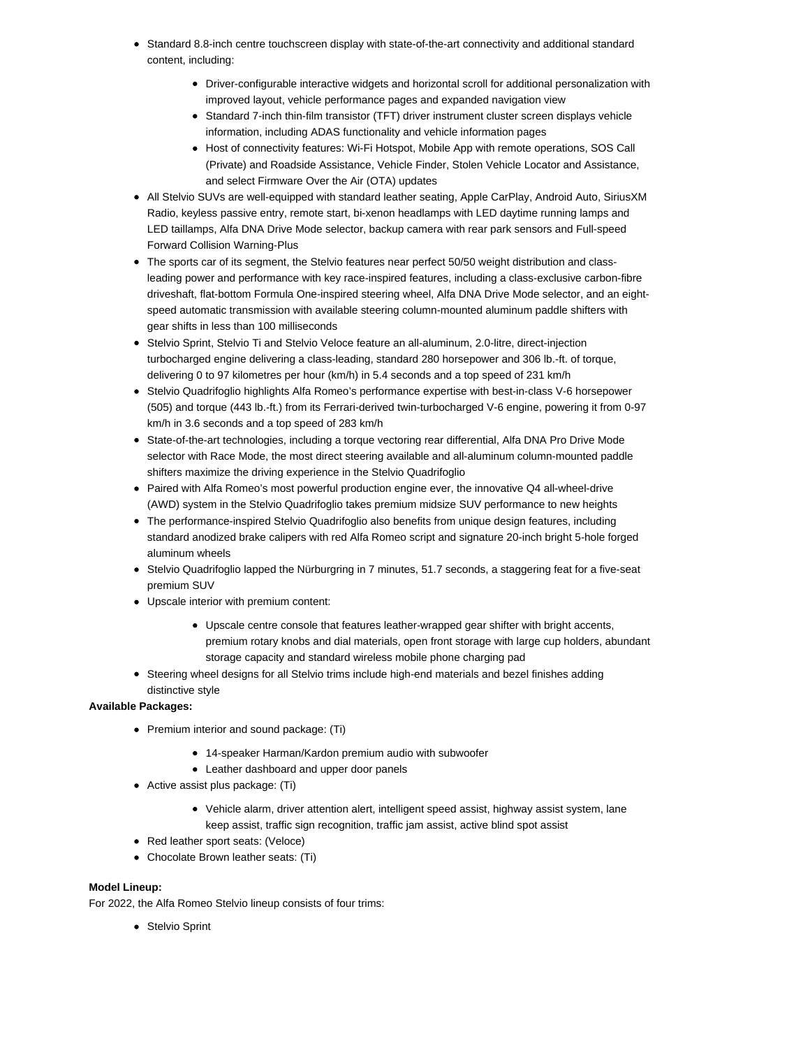- Standard 8.8-inch centre touchscreen display with state-of-the-art connectivity and additional standard content, including:
    - Driver-configurable interactive widgets and horizontal scroll for additional personalization with improved layout, vehicle performance pages and expanded navigation view
    - Standard 7-inch thin-film transistor (TFT) driver instrument cluster screen displays vehicle information, including ADAS functionality and vehicle information pages
    - Host of connectivity features: Wi-Fi Hotspot, Mobile App with remote operations, SOS Call (Private) and Roadside Assistance, Vehicle Finder, Stolen Vehicle Locator and Assistance, and select Firmware Over the Air (OTA) updates
- All Stelvio SUVs are well-equipped with standard leather seating, Apple CarPlay, Android Auto, SiriusXM Radio, keyless passive entry, remote start, bi-xenon headlamps with LED daytime running lamps and LED taillamps, Alfa DNA Drive Mode selector, backup camera with rear park sensors and Full-speed Forward Collision Warning-Plus
- The sports car of its segment, the Stelvio features near perfect 50/50 weight distribution and class-leading power and performance with key race-inspired features, including a class-exclusive carbon-fibre driveshaft, flat-bottom Formula One-inspired steering wheel, Alfa DNA Drive Mode selector, and an eight-speed automatic transmission with available steering column-mounted aluminum paddle shifters with gear shifts in less than 100 milliseconds
- Stelvio Sprint, Stelvio Ti and Stelvio Veloce feature an all-aluminum, 2.0-litre, direct-injection turbocharged engine delivering a class-leading, standard 280 horsepower and 306 lb.-ft. of torque, delivering 0 to 97 kilometres per hour (km/h) in 5.4 seconds and a top speed of 231 km/h
- Stelvio Quadrifoglio highlights Alfa Romeo's performance expertise with best-in-class V-6 horsepower (505) and torque (443 lb.-ft.) from its Ferrari-derived twin-turbocharged V-6 engine, powering it from 0-97 km/h in 3.6 seconds and a top speed of 283 km/h
- State-of-the-art technologies, including a torque vectoring rear differential, Alfa DNA Pro Drive Mode selector with Race Mode, the most direct steering available and all-aluminum column-mounted paddle shifters maximize the driving experience in the Stelvio Quadrifoglio
- Paired with Alfa Romeo's most powerful production engine ever, the innovative Q4 all-wheel-drive (AWD) system in the Stelvio Quadrifoglio takes premium midsize SUV performance to new heights
- The performance-inspired Stelvio Quadrifoglio also benefits from unique design features, including standard anodized brake calipers with red Alfa Romeo script and signature 20-inch bright 5-hole forged aluminum wheels
- Stelvio Quadrifoglio lapped the Nürburgring in 7 minutes, 51.7 seconds, a staggering feat for a five-seat premium SUV
- Upscale interior with premium content:
    - Upscale centre console that features leather-wrapped gear shifter with bright accents, premium rotary knobs and dial materials, open front storage with large cup holders, abundant storage capacity and standard wireless mobile phone charging pad
- Steering wheel designs for all Stelvio trims include high-end materials and bezel finishes adding distinctive style

**Available Packages:**

- Premium interior and sound package: (Ti)
    - 14-speaker Harman/Kardon premium audio with subwoofer
    - Leather dashboard and upper door panels
- Active assist plus package: (Ti)
    - Vehicle alarm, driver attention alert, intelligent speed assist, highway assist system, lane keep assist, traffic sign recognition, traffic jam assist, active blind spot assist
- Red leather sport seats: (Veloce)
- Chocolate Brown leather seats: (Ti)

**Model Lineup:**

For 2022, the Alfa Romeo Stelvio lineup consists of four trims:

- Stelvio Sprint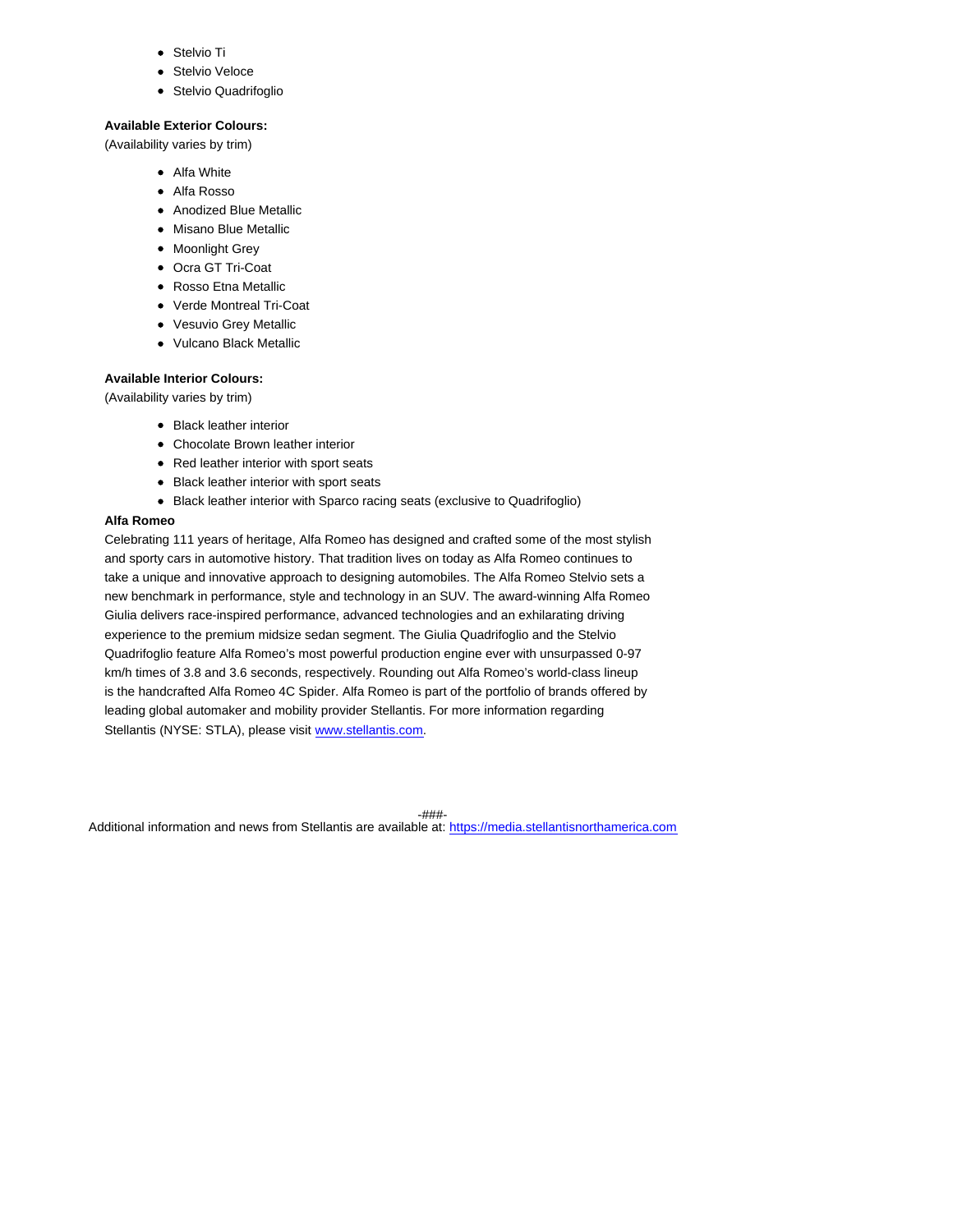- Stelvio Ti
- Stelvio Veloce
- Stelvio Quadrifoglio

**Available Exterior Colours:**
(Availability varies by trim)

- Alfa White
- Alfa Rosso
- Anodized Blue Metallic
- Misano Blue Metallic
- Moonlight Grey
- Ocra GT Tri-Coat
- Rosso Etna Metallic
- Verde Montreal Tri-Coat
- Vesuvio Grey Metallic
- Vulcano Black Metallic

**Available Interior Colours:**
(Availability varies by trim)

- Black leather interior
- Chocolate Brown leather interior
- Red leather interior with sport seats
- Black leather interior with sport seats
- Black leather interior with Sparco racing seats (exclusive to Quadrifoglio)

**Alfa Romeo**

Celebrating 111 years of heritage, Alfa Romeo has designed and crafted some of the most stylish and sporty cars in automotive history. That tradition lives on today as Alfa Romeo continues to take a unique and innovative approach to designing automobiles. The Alfa Romeo Stelvio sets a new benchmark in performance, style and technology in an SUV. The award-winning Alfa Romeo Giulia delivers race-inspired performance, advanced technologies and an exhilarating driving experience to the premium midsize sedan segment. The Giulia Quadrifoglio and the Stelvio Quadrifoglio feature Alfa Romeo's most powerful production engine ever with unsurpassed 0-97 km/h times of 3.8 and 3.6 seconds, respectively. Rounding out Alfa Romeo's world-class lineup is the handcrafted Alfa Romeo 4C Spider. Alfa Romeo is part of the portfolio of brands offered by leading global automaker and mobility provider Stellantis. For more information regarding Stellantis (NYSE: STLA), please visit www.stellantis.com.

-###-

Additional information and news from Stellantis are available at: https://media.stellantisnorthamerica.com